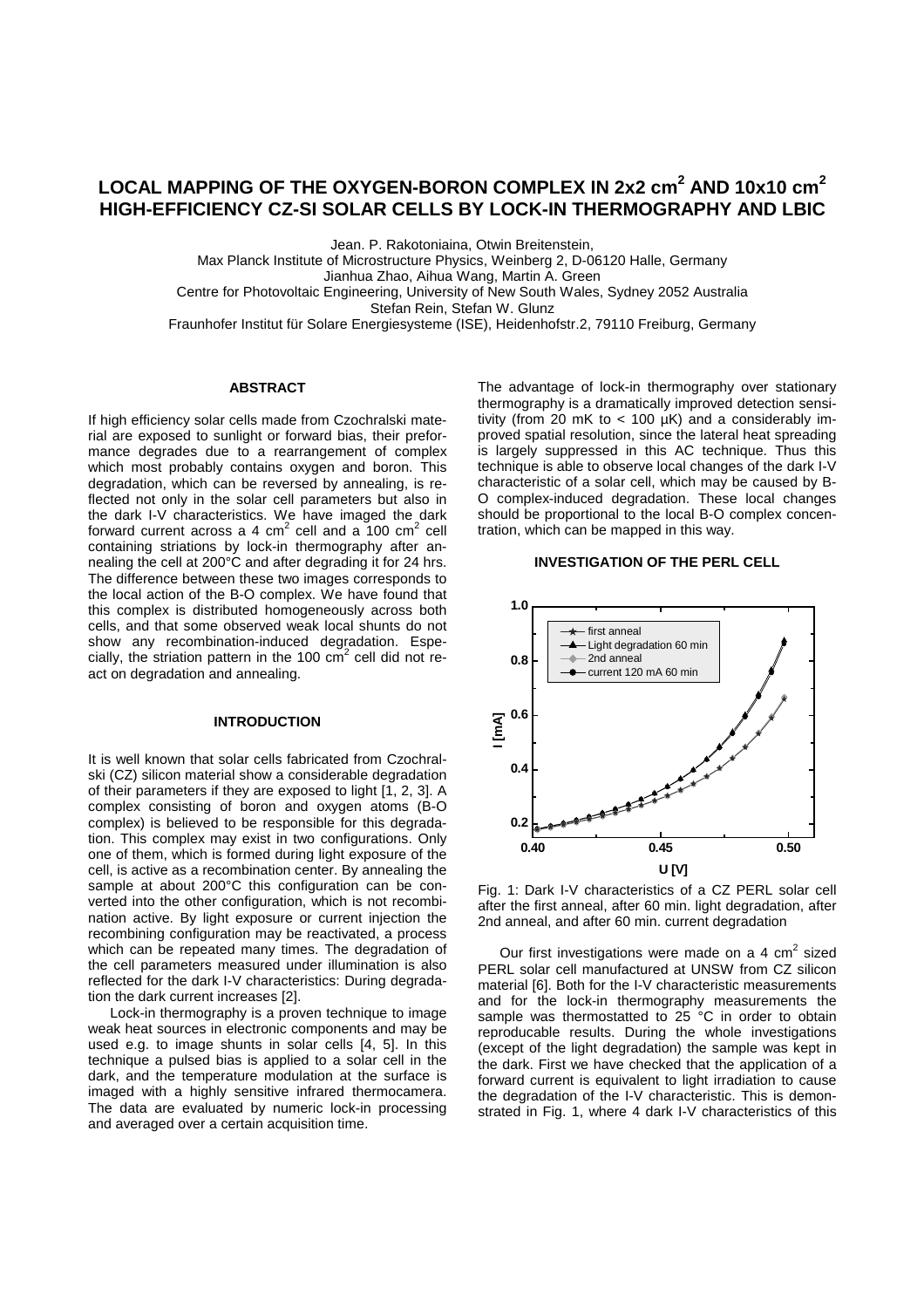# LOCAL MAPPING OF THE OXYGEN-BORON COMPLEX IN 2x2 cm$^2$ AND 10x10 cm$^2$ HIGH-EFFICIENCY CZ-SI SOLAR CELLS BY LOCK-IN THERMOGRAPHY AND LBIC

Jean. P. Rakotoniaina, Otwin Breitenstein,
Max Planck Institute of Microstructure Physics, Weinberg 2, D-06120 Halle, Germany
Jianhua Zhao, Aihua Wang, Martin A. Green
Centre for Photovoltaic Engineering, University of New South Wales, Sydney 2052 Australia
Stefan Rein, Stefan W. Glunz
Fraunhofer Institut für Solare Energiesysteme (ISE), Heidenhofstr.2, 79110 Freiburg, Germany

## ABSTRACT

If high efficiency solar cells made from Czochralski material are exposed to sunlight or forward bias, their preformance degrades due to a rearrangement of complex which most probably contains oxygen and boron. This degradation, which can be reversed by annealing, is reflected not only in the solar cell parameters but also in the dark I-V characteristics. We have imaged the dark forward current across a 4 cm$^2$ cell and a 100 cm$^2$ cell containing striations by lock-in thermography after annealing the cell at 200°C and after degrading it for 24 hrs. The difference between these two images corresponds to the local action of the B-O complex. We have found that this complex is distributed homogeneously across both cells, and that some observed weak local shunts do not show any recombination-induced degradation. Especially, the striation pattern in the 100 cm$^2$ cell did not react on degradation and annealing.

## INTRODUCTION

It is well known that solar cells fabricated from Czochralski (CZ) silicon material show a considerable degradation of their parameters if they are exposed to light [1, 2, 3]. A complex consisting of boron and oxygen atoms (B-O complex) is believed to be responsible for this degradation. This complex may exist in two configurations. Only one of them, which is formed during light exposure of the cell, is active as a recombination center. By annealing the sample at about 200°C this configuration can be converted into the other configuration, which is not recombination active. By light exposure or current injection the recombining configuration may be reactivated, a process which can be repeated many times. The degradation of the cell parameters measured under illumination is also reflected for the dark I-V characteristics: During degradation the dark current increases [2].

Lock-in thermography is a proven technique to image weak heat sources in electronic components and may be used e.g. to image shunts in solar cells [4, 5]. In this technique a pulsed bias is applied to a solar cell in the dark, and the temperature modulation at the surface is imaged with a highly sensitive infrared thermocamera. The data are evaluated by numeric lock-in processing and averaged over a certain acquisition time.

The advantage of lock-in thermography over stationary thermography is a dramatically improved detection sensitivity (from 20 mK to < 100 µK) and a considerably improved spatial resolution, since the lateral heat spreading is largely suppressed in this AC technique. Thus this technique is able to observe local changes of the dark I-V characteristic of a solar cell, which may be caused by B-O complex-induced degradation. These local changes should be proportional to the local B-O complex concentration, which can be mapped in this way.

## INVESTIGATION OF THE PERL CELL

Fig. 1: Dark I-V characteristics of a CZ PERL solar cell after the first anneal, after 60 min. light degradation, after 2nd anneal, and after 60 min. current degradation

Our first investigations were made on a 4 cm$^2$ sized PERL solar cell manufactured at UNSW from CZ silicon material [6]. Both for the I-V characteristic measurements and for the lock-in thermography measurements the sample was thermostatted to 25 °C in order to obtain reproducable results. During the whole investigations (except of the light degradation) the sample was kept in the dark. First we have checked that the application of a forward current is equivalent to light irradiation to cause the degradation of the I-V characteristic. This is demonstrated in Fig. 1, where 4 dark I-V characteristics of this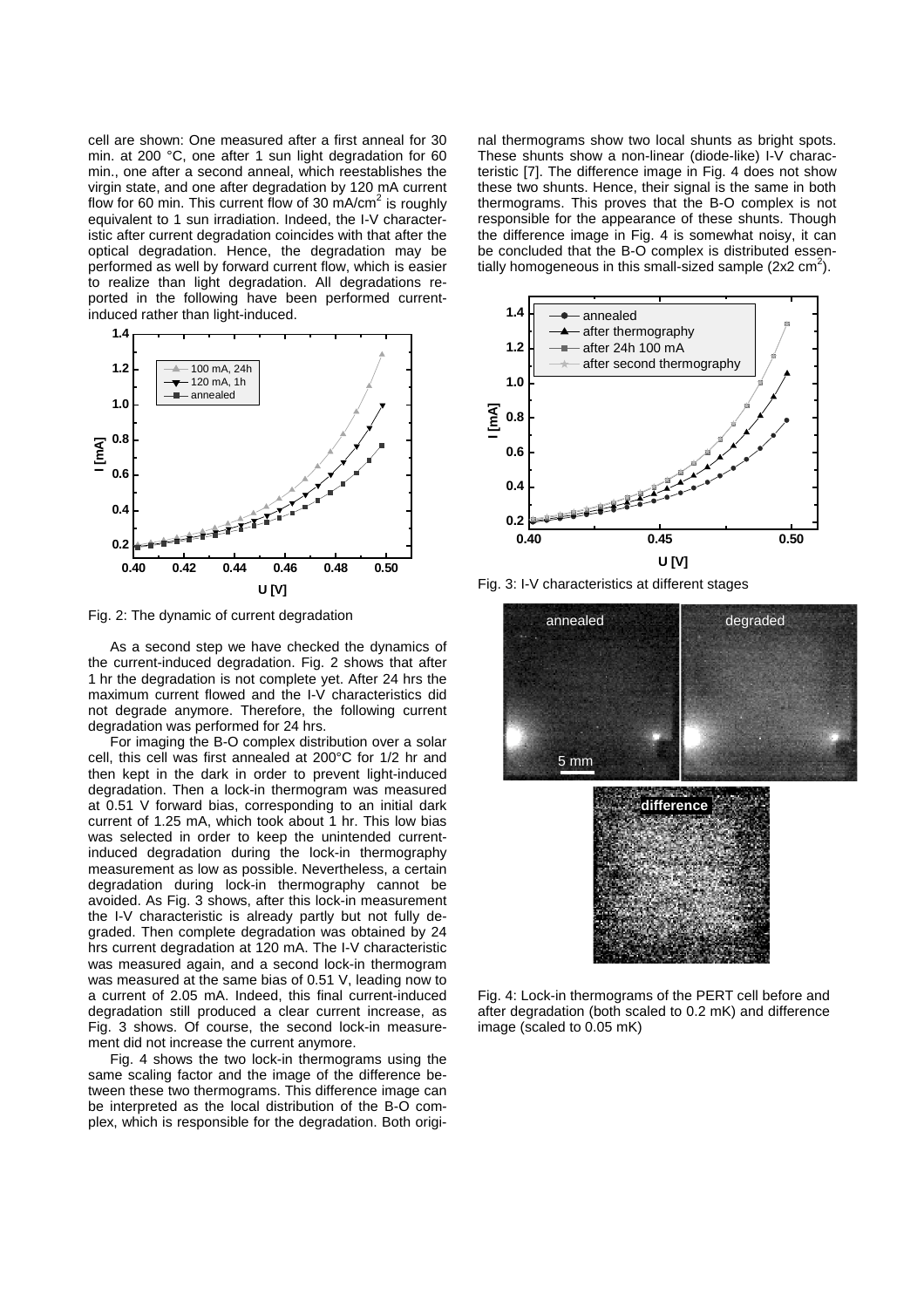cell are shown: One measured after a first anneal for 30 min. at 200 °C, one after 1 sun light degradation for 60 min., one after a second anneal, which reestablishes the virgin state, and one after degradation by 120 mA current flow for 60 min. This current flow of 30 mA/cm$^2$ is roughly equivalent to 1 sun irradiation. Indeed, the I-V characteristic after current degradation coincides with that after the optical degradation. Hence, the degradation may be performed as well by forward current flow, which is easier to realize than light degradation. All degradations reported in the following have been performed current-induced rather than light-induced.

Fig. 2: The dynamic of current degradation

As a second step we have checked the dynamics of the current-induced degradation. Fig. 2 shows that after 1 hr the degradation is not complete yet. After 24 hrs the maximum current flowed and the I-V characteristics did not degrade anymore. Therefore, the following current degradation was performed for 24 hrs.

For imaging the B-O complex distribution over a solar cell, this cell was first annealed at 200°C for 1/2 hr and then kept in the dark in order to prevent light-induced degradation. Then a lock-in thermogram was measured at 0.51 V forward bias, corresponding to an initial dark current of 1.25 mA, which took about 1 hr. This low bias was selected in order to keep the unintended current-induced degradation during the lock-in thermography measurement as low as possible. Nevertheless, a certain degradation during lock-in thermography cannot be avoided. As Fig. 3 shows, after this lock-in measurement the I-V characteristic is already partly but not fully degraded. Then complete degradation was obtained by 24 hrs current degradation at 120 mA. The I-V characteristic was measured again, and a second lock-in thermogram was measured at the same bias of 0.51 V, leading now to a current of 2.05 mA. Indeed, this final current-induced degradation still produced a clear current increase, as Fig. 3 shows. Of course, the second lock-in measurement did not increase the current anymore.

Fig. 4 shows the two lock-in thermograms using the same scaling factor and the image of the difference between these two thermograms. This difference image can be interpreted as the local distribution of the B-O complex, which is responsible for the degradation. Both original thermograms show two local shunts as bright spots. These shunts show a non-linear (diode-like) I-V characteristic [7]. The difference image in Fig. 4 does not show these two shunts. Hence, their signal is the same in both thermograms. This proves that the B-O complex is not responsible for the appearance of these shunts. Though the difference image in Fig. 4 is somewhat noisy, it can be concluded that the B-O complex is distributed essentially homogeneous in this small-sized sample (2x2 cm$^2$).

Fig. 3: I-V characteristics at different stages

Fig. 4: Lock-in thermograms of the PERT cell before and after degradation (both scaled to 0.2 mK) and difference image (scaled to 0.05 mK)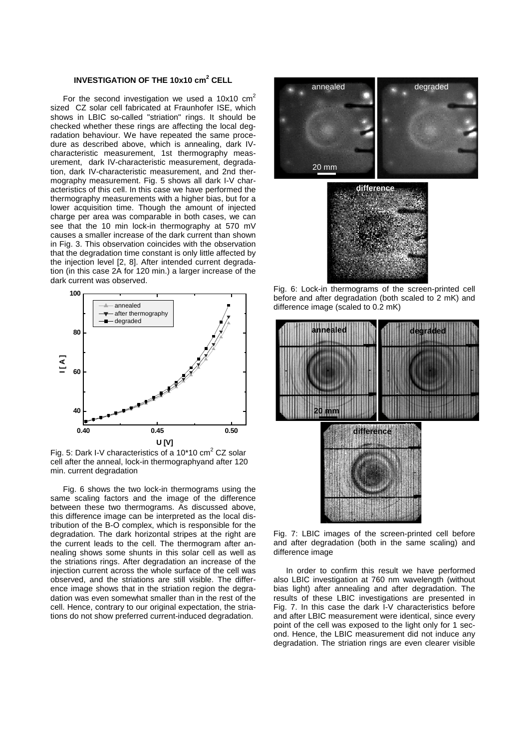## INVESTIGATION OF THE 10x10 $cm^2$ CELL

For the second investigation we used a 10x10 $cm^2$ sized CZ solar cell fabricated at Fraunhofer ISE, which shows in LBIC so-called "striation" rings. It should be checked whether these rings are affecting the local degradation behaviour. We have repeated the same procedure as described above, which is annealing, dark IV-characteristic measurement, 1st thermography measurement, dark IV-characteristic measurement, degradation, dark IV-characteristic measurement, and 2nd thermography measurement. Fig. 5 shows all dark I-V characteristics of this cell. In this case we have performed the thermography measurements with a higher bias, but for a lower acquisition time. Though the amount of injected charge per area was comparable in both cases, we can see that the 10 min lock-in thermography at 570 mV causes a smaller increase of the dark current than shown in Fig. 3. This observation coincides with the observation that the degradation time constant is only little affected by the injection level [2, 8]. After intended current degradation (in this case 2A for 120 min.) a larger increase of the dark current was observed.

Fig. 5: Dark I-V characteristics of a 10*10 $cm^2$ CZ solar cell after the anneal, lock-in thermographyand after 120 min. current degradation

Fig. 6 shows the two lock-in thermograms using the same scaling factors and the image of the difference between these two thermograms. As discussed above, this difference image can be interpreted as the local distribution of the B-O complex, which is responsible for the degradation. The dark horizontal stripes at the right are the current leads to the cell. The thermogram after annealing shows some shunts in this solar cell as well as the striations rings. After degradation an increase of the injection current across the whole surface of the cell was observed, and the striations are still visible. The difference image shows that in the striation region the degradation was even somewhat smaller than in the rest of the cell. Hence, contrary to our original expectation, the striations do not show preferred current-induced degradation.

Fig. 6: Lock-in thermograms of the screen-printed cell before and after degradation (both scaled to 2 mK) and difference image (scaled to 0.2 mK)

Fig. 7: LBIC images of the screen-printed cell before and after degradation (both in the same scaling) and difference image

In order to confirm this result we have performed also LBIC investigation at 760 nm wavelength (without bias light) after annealing and after degradation. The results of these LBIC investigations are presented in Fig. 7. In this case the dark I-V characteristics before and after LBIC measurement were identical, since every point of the cell was exposed to the light only for 1 second. Hence, the LBIC measurement did not induce any degradation. The striation rings are even clearer visible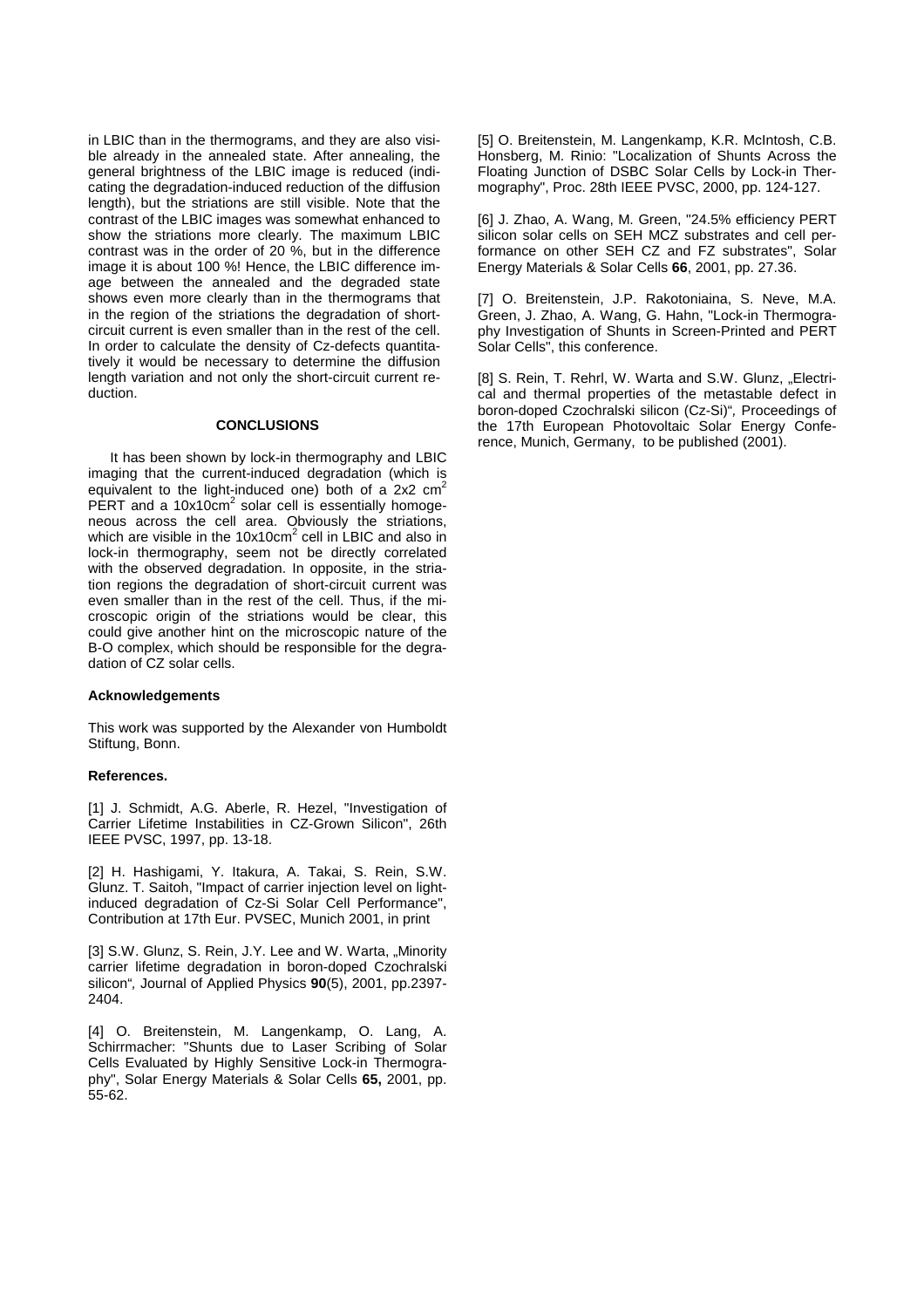in LBIC than in the thermograms, and they are also visible already in the annealed state. After annealing, the general brightness of the LBIC image is reduced (indicating the degradation-induced reduction of the diffusion length), but the striations are still visible. Note that the contrast of the LBIC images was somewhat enhanced to show the striations more clearly. The maximum LBIC contrast was in the order of 20 %, but in the difference image it is about 100 %! Hence, the LBIC difference image between the annealed and the degraded state shows even more clearly than in the thermograms that in the region of the striations the degradation of short-circuit current is even smaller than in the rest of the cell. In order to calculate the density of Cz-defects quantitatively it would be necessary to determine the diffusion length variation and not only the short-circuit current reduction.

## CONCLUSIONS

It has been shown by lock-in thermography and LBIC imaging that the current-induced degradation (which is equivalent to the light-induced one) both of a 2x2 $cm^2$ PERT and a 10x10$cm^2$ solar cell is essentially homogeneous across the cell area. Obviously the striations, which are visible in the 10x10$cm^2$ cell in LBIC and also in lock-in thermography, seem not be directly correlated with the observed degradation. In opposite, in the striation regions the degradation of short-circuit current was even smaller than in the rest of the cell. Thus, if the microscopic origin of the striations would be clear, this could give another hint on the microscopic nature of the B-O complex, which should be responsible for the degradation of CZ solar cells.

### Acknowledgements

This work was supported by the Alexander von Humboldt Stiftung, Bonn.

### References.

[1] J. Schmidt, A.G. Aberle, R. Hezel, "Investigation of Carrier Lifetime Instabilities in CZ-Grown Silicon", 26th IEEE PVSC, 1997, pp. 13-18.

[2] H. Hashigami, Y. Itakura, A. Takai, S. Rein, S.W. Glunz. T. Saitoh, "Impact of carrier injection level on light-induced degradation of Cz-Si Solar Cell Performance", Contribution at 17th Eur. PVSEC, Munich 2001, in print

[3] S.W. Glunz, S. Rein, J.Y. Lee and W. Warta, „Minority carrier lifetime degradation in boron-doped Czochralski silicon", Journal of Applied Physics **90**(5), 2001, pp.2397-2404.

[4] O. Breitenstein, M. Langenkamp, O. Lang, A. Schirrmacher: "Shunts due to Laser Scribing of Solar Cells Evaluated by Highly Sensitive Lock-in Thermography", Solar Energy Materials & Solar Cells **65,** 2001, pp. 55-62.

[5] O. Breitenstein, M. Langenkamp, K.R. McIntosh, C.B. Honsberg, M. Rinio: "Localization of Shunts Across the Floating Junction of DSBC Solar Cells by Lock-in Thermography", Proc. 28th IEEE PVSC, 2000, pp. 124-127.

[6] J. Zhao, A. Wang, M. Green, "24.5% efficiency PERT silicon solar cells on SEH MCZ substrates and cell performance on other SEH CZ and FZ substrates", Solar Energy Materials & Solar Cells **66**, 2001, pp. 27.36.

[7] O. Breitenstein, J.P. Rakotoniaina, S. Neve, M.A. Green, J. Zhao, A. Wang, G. Hahn, "Lock-in Thermography Investigation of Shunts in Screen-Printed and PERT Solar Cells", this conference.

[8] S. Rein, T. Rehrl, W. Warta and S.W. Glunz, „Electrical and thermal properties of the metastable defect in boron-doped Czochralski silicon (Cz-Si)", Proceedings of the 17th European Photovoltaic Solar Energy Conference, Munich, Germany, to be published (2001).